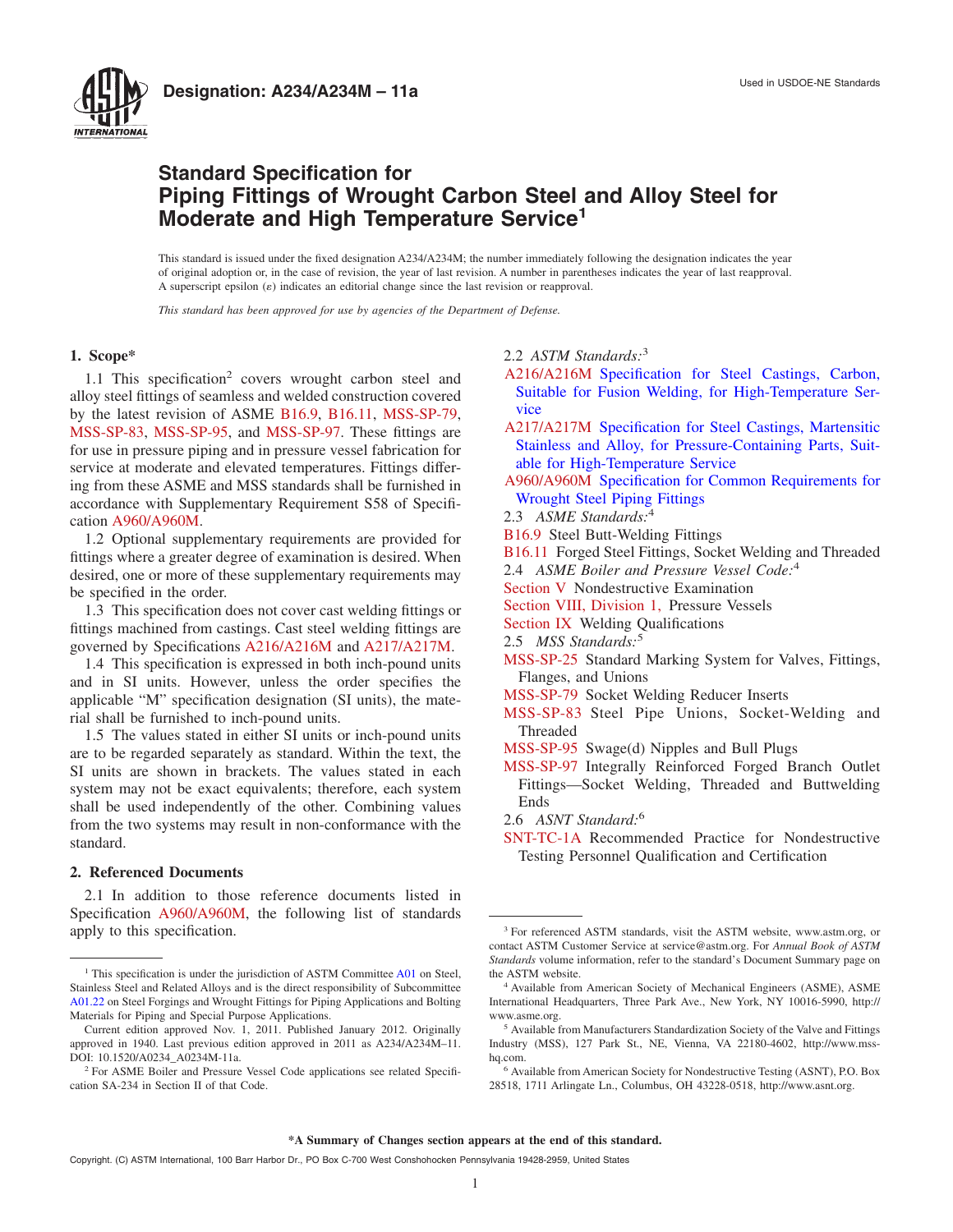Designation: A234/A234M – 11a

Used in USDOE-NE Standards

# Standard Specification for Piping Fittings of Wrought Carbon Steel and Alloy Steel for Moderate and High Temperature Service[1]

This standard is issued under the fixed designation A234/A234M; the number immediately following the designation indicates the year of original adoption or, in the case of revision, the year of last revision. A number in parentheses indicates the year of last reapproval. A superscript epsilon (ε) indicates an editorial change since the last revision or reapproval.

*This standard has been approved for use by agencies of the Department of Defense.*

## 1. Scope*

1.1 This specification[2] covers wrought carbon steel and alloy steel fittings of seamless and welded construction covered by the latest revision of ASME B16.9, B16.11, MSS-SP-79, MSS-SP-83, MSS-SP-95, and MSS-SP-97. These fittings are for use in pressure piping and in pressure vessel fabrication for service at moderate and elevated temperatures. Fittings differing from these ASME and MSS standards shall be furnished in accordance with Supplementary Requirement S58 of Specification A960/A960M.

1.2 Optional supplementary requirements are provided for fittings where a greater degree of examination is desired. When desired, one or more of these supplementary requirements may be specified in the order.

1.3 This specification does not cover cast welding fittings or fittings machined from castings. Cast steel welding fittings are governed by Specifications A216/A216M and A217/A217M.

1.4 This specification is expressed in both inch-pound units and in SI units. However, unless the order specifies the applicable "M" specification designation (SI units), the material shall be furnished to inch-pound units.

1.5 The values stated in either SI units or inch-pound units are to be regarded separately as standard. Within the text, the SI units are shown in brackets. The values stated in each system may not be exact equivalents; therefore, each system shall be used independently of the other. Combining values from the two systems may result in non-conformance with the standard.

## 2. Referenced Documents

2.1 In addition to those reference documents listed in Specification A960/A960M, the following list of standards apply to this specification.

2.2 *ASTM Standards:*[3]

A216/A216M Specification for Steel Castings, Carbon, Suitable for Fusion Welding, for High-Temperature Service

A217/A217M Specification for Steel Castings, Martensitic Stainless and Alloy, for Pressure-Containing Parts, Suitable for High-Temperature Service

A960/A960M Specification for Common Requirements for Wrought Steel Piping Fittings

2.3 *ASME Standards:*[4]

B16.9 Steel Butt-Welding Fittings

B16.11 Forged Steel Fittings, Socket Welding and Threaded

2.4 *ASME Boiler and Pressure Vessel Code:*[4]

Section V Nondestructive Examination

Section VIII, Division 1, Pressure Vessels

Section IX Welding Qualifications

2.5 *MSS Standards:*[5]

MSS-SP-25 Standard Marking System for Valves, Fittings, Flanges, and Unions

MSS-SP-79 Socket Welding Reducer Inserts

MSS-SP-83 Steel Pipe Unions, Socket-Welding and Threaded

MSS-SP-95 Swage(d) Nipples and Bull Plugs

MSS-SP-97 Integrally Reinforced Forged Branch Outlet Fittings—Socket Welding, Threaded and Buttwelding Ends

2.6 *ASNT Standard:*[6]

SNT-TC-1A Recommended Practice for Nondestructive Testing Personnel Qualification and Certification

---

[1] This specification is under the jurisdiction of ASTM Committee A01 on Steel, Stainless Steel and Related Alloys and is the direct responsibility of Subcommittee A01.22 on Steel Forgings and Wrought Fittings for Piping Applications and Bolting Materials for Piping and Special Purpose Applications.

Current edition approved Nov. 1, 2011. Published January 2012. Originally approved in 1940. Last previous edition approved in 2011 as A234/A234M–11. DOI: 10.1520/A0234_A0234M-11a.

[2] For ASME Boiler and Pressure Vessel Code applications see related Specification SA-234 in Section II of that Code.

[3] For referenced ASTM standards, visit the ASTM website, www.astm.org, or contact ASTM Customer Service at service@astm.org. For *Annual Book of ASTM Standards* volume information, refer to the standard's Document Summary page on the ASTM website.

[4] Available from American Society of Mechanical Engineers (ASME), ASME International Headquarters, Three Park Ave., New York, NY 10016-5990, http://www.asme.org.

[5] Available from Manufacturers Standardization Society of the Valve and Fittings Industry (MSS), 127 Park St., NE, Vienna, VA 22180-4602, http://www.mss-hq.com.

[6] Available from American Society for Nondestructive Testing (ASNT), P.O. Box 28518, 1711 Arlingate Ln., Columbus, OH 43228-0518, http://www.asnt.org.

**\*A Summary of Changes section appears at the end of this standard.**

Copyright. (C) ASTM International, 100 Barr Harbor Dr., PO Box C-700 West Conshohocken Pennsylvania 19428-2959, United States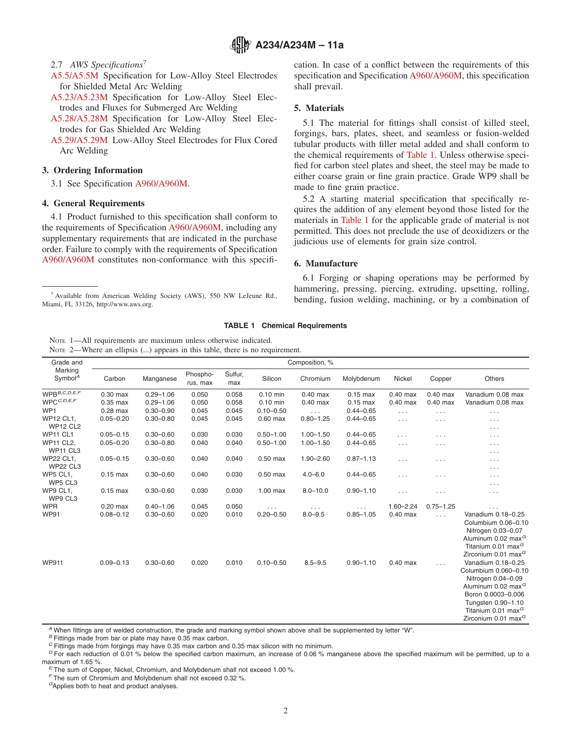2.7 *AWS Specifications*[7]

A5.5/A5.5M Specification for Low-Alloy Steel Electrodes for Shielded Metal Arc Welding

A5.23/A5.23M Specification for Low-Alloy Steel Electrodes and Fluxes for Submerged Arc Welding

A5.28/A5.28M Specification for Low-Alloy Steel Electrodes for Gas Shielded Arc Welding

A5.29/A5.29M Low-Alloy Steel Electrodes for Flux Cored Arc Welding

## 3. Ordering Information

3.1 See Specification A960/A960M.

## 4. General Requirements

4.1 Product furnished to this specification shall conform to the requirements of Specification A960/A960M, including any supplementary requirements that are indicated in the purchase order. Failure to comply with the requirements of Specification A960/A960M constitutes non-conformance with this specification. In case of a conflict between the requirements of this specification and Specification A960/A960M, this specification shall prevail.

## 5. Materials

5.1 The material for fittings shall consist of killed steel, forgings, bars, plates, sheet, and seamless or fusion-welded tubular products with filler metal added and shall conform to the chemical requirements of Table 1. Unless otherwise specified for carbon steel plates and sheet, the steel may be made to either coarse grain or fine grain practice. Grade WP9 shall be made to fine grain practice.

5.2 A starting material specification that specifically requires the addition of any element beyond those listed for the materials in Table 1 for the applicable grade of material is not permitted. This does not preclude the use of deoxidizers or the judicious use of elements for grain size control.

## 6. Manufacture

6.1 Forging or shaping operations may be performed by hammering, pressing, piercing, extruding, upsetting, rolling, bending, fusion welding, machining, or by a combination of

[7] Available from American Welding Society (AWS), 550 NW LeJeune Rd., Miami, FL 33126, http://www.aws.org.

**TABLE 1 Chemical Requirements**

NOTE 1—All requirements are maximum unless otherwise indicated.
NOTE 2—Where an ellipsis (...) appears in this table, there is no requirement.

| Grade and Marking Symbol[A] | Composition, % | | | | | | | | | |
|---|---|---|---|---|---|---|---|---|---|---|
| | Carbon | Manganese | Phosphorus, max | Sulfur, max | Silicon | Chromium | Molybdenum | Nickel | Copper | Others |
| WPB[B,C,D,E,F] | 0.30 max | 0.29–1.06 | 0.050 | 0.058 | 0.10 min | 0.40 max | 0.15 max | 0.40 max | 0.40 max | Vanadium 0.08 max |
| WPC[C,D,E,F] | 0.35 max | 0.29–1.06 | 0.050 | 0.058 | 0.10 min | 0.40 max | 0.15 max | 0.40 max | 0.40 max | Vanadium 0.08 max |
| WP1 | 0.28 max | 0.30–0.90 | 0.045 | 0.045 | 0.10–0.50 | ... | 0.44–0.65 | ... | ... | ... |
| WP12 CL1, WP12 CL2 | 0.05–0.20 | 0.30–0.80 | 0.045 | 0.045 | 0.60 max | 0.80–1.25 | 0.44–0.65 | ... | ... | ... |
| WP11 CL1 | 0.05–0.15 | 0.30–0.60 | 0.030 | 0.030 | 0.50–1.00 | 1.00–1.50 | 0.44–0.65 | ... | ... | ... |
| WP11 CL2, WP11 CL3 | 0.05–0.20 | 0.30–0.80 | 0.040 | 0.040 | 0.50–1.00 | 1.00–1.50 | 0.44–0.65 | ... | ... | ... |
| WP22 CL1, WP22 CL3 | 0.05–0.15 | 0.30–0.60 | 0.040 | 0.040 | 0.50 max | 1.90–2.60 | 0.87–1.13 | ... | ... | ... |
| WP5 CL1, WP5 CL3 | 0.15 max | 0.30–0.60 | 0.040 | 0.030 | 0.50 max | 4.0–6.0 | 0.44–0.65 | ... | ... | ... |
| WP9 CL1, WP9 CL3 | 0.15 max | 0.30–0.60 | 0.030 | 0.030 | 1.00 max | 8.0–10.0 | 0.90–1.10 | ... | ... | ... |
| WPR | 0.20 max | 0.40–1.06 | 0.045 | 0.050 | ... | ... | ... | 1.60–2.24 | 0.75–1.25 | ... |
| WP91 | 0.08–0.12 | 0.30–0.60 | 0.020 | 0.010 | 0.20–0.50 | 8.0–9.5 | 0.85–1.05 | 0.40 max | ... | Vanadium 0.18–0.25 Columbium 0.06–0.10 Nitrogen 0.03–0.07 Aluminum 0.02 max[G] Titanium 0.01 max[G] Zirconium 0.01 max[G] |
| WP911 | 0.09–0.13 | 0.30–0.60 | 0.020 | 0.010 | 0.10–0.50 | 8.5–9.5 | 0.90–1.10 | 0.40 max | ... | Vanadium 0.18–0.25 Columbium 0.060–0.10 Nitrogen 0.04–0.09 Aluminum 0.02 max[G] Boron 0.0003–0.006 Tungsten 0.90–1.10 Titanium 0.01 max[G] Zirconium 0.01 max[G] |

[A] When fittings are of welded construction, the grade and marking symbol shown above shall be supplemented by letter "W".
[B] Fittings made from bar or plate may have 0.35 max carbon.
[C] Fittings made from forgings may have 0.35 max carbon and 0.35 max silicon with no minimum.
[D] For each reduction of 0.01 % below the specified carbon maximum, an increase of 0.06 % manganese above the specified maximum will be permitted, up to a maximum of 1.65 %.
[E] The sum of Copper, Nickel, Chromium, and Molybdenum shall not exceed 1.00 %.
[F] The sum of Chromium and Molybdenum shall not exceed 0.32 %.
[G] Applies both to heat and product analyses.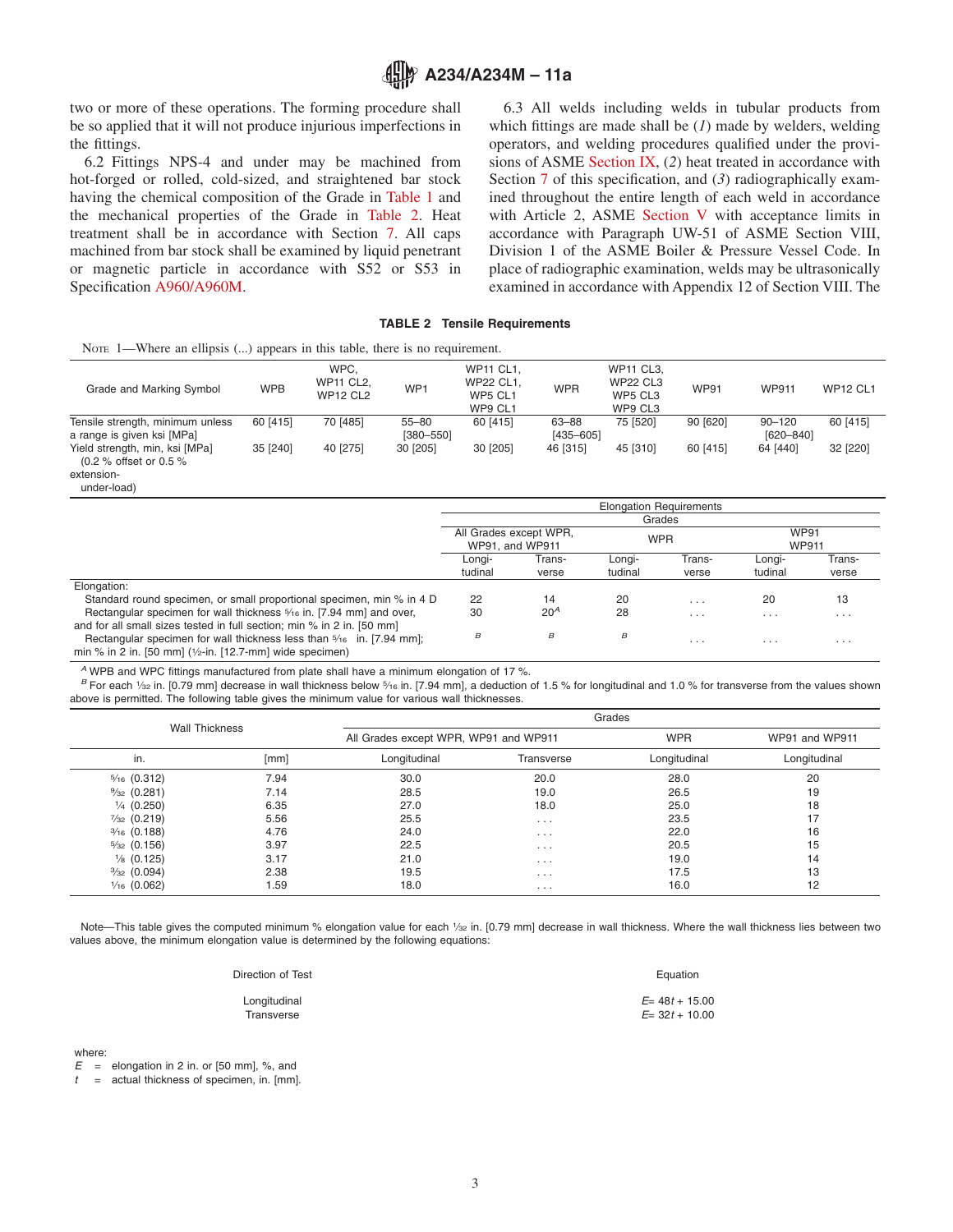two or more of these operations. The forming procedure shall be so applied that it will not produce injurious imperfections in the fittings.

6.2 Fittings NPS-4 and under may be machined from hot-forged or rolled, cold-sized, and straightened bar stock having the chemical composition of the Grade in Table 1 and the mechanical properties of the Grade in Table 2. Heat treatment shall be in accordance with Section 7. All caps machined from bar stock shall be examined by liquid penetrant or magnetic particle in accordance with S52 or S53 in Specification A960/A960M.

6.3 All welds including welds in tubular products from which fittings are made shall be (*1*) made by welders, welding operators, and welding procedures qualified under the provisions of ASME Section IX, (*2*) heat treated in accordance with Section 7 of this specification, and (*3*) radiographically examined throughout the entire length of each weld in accordance with Article 2, ASME Section V with acceptance limits in accordance with Paragraph UW-51 of ASME Section VIII, Division 1 of the ASME Boiler & Pressure Vessel Code. In place of radiographic examination, welds may be ultrasonically examined in accordance with Appendix 12 of Section VIII. The

**TABLE 2 Tensile Requirements**

NOTE 1—Where an ellipsis (...) appears in this table, there is no requirement.

| Grade and Marking Symbol | WPB | WPC, WP11 CL2, WP12 CL2 | WP1 | WP11 CL1, WP22 CL1, WP5 CL1 WP9 CL1 | WPR | WP11 CL3, WP22 CL3 WP5 CL3 WP9 CL3 | WP91 | WP911 | WP12 CL1 |
|---|---|---|---|---|---|---|---|---|---|
| Tensile strength, minimum unless a range is given ksi [MPa] | 60 [415] | 70 [485] | 55–80 [380–550] | 60 [415] | 63–88 [435–605] | 75 [520] | 90 [620] | 90–120 [620–840] | 60 [415] |
| Yield strength, min, ksi [MPa] (0.2 % offset or 0.5 % extension-under-load) | 35 [240] | 40 [275] | 30 [205] | 30 [205] | 46 [315] | 45 [310] | 60 [415] | 64 [440] | 32 [220] |

| | Elongation Requirements | | | | | |
|---|---|---|---|---|---|---|
| | Grades | | | | | |
| | All Grades except WPR, WP91, and WP911 | | WPR | | WP91 WP911 | |
| | Longitudinal | Transverse | Longitudinal | Transverse | Longitudinal | Transverse |
| Elongation: | | | | | | |
| Standard round specimen, or small proportional specimen, min % in 4 D | 22 | 14 | 20 | ... | 20 | 13 |
| Rectangular specimen for wall thickness 5⁄16 in. [7.94 mm] and over, and for all small sizes tested in full section; min % in 2 in. [50 mm] | 30 | 20[A] | 28 | ... | ... | ... |
| Rectangular specimen for wall thickness less than 5⁄16 in. [7.94 mm]; min % in 2 in. [50 mm] (1⁄2-in. [12.7-mm] wide specimen) | [B] | [B] | [B] | ... | ... | ... |

[A] WPB and WPC fittings manufactured from plate shall have a minimum elongation of 17 %.

[B] For each 1⁄32 in. [0.79 mm] decrease in wall thickness below 5⁄16 in. [7.94 mm], a deduction of 1.5 % for longitudinal and 1.0 % for transverse from the values shown above is permitted. The following table gives the minimum value for various wall thicknesses.

| Wall Thickness | | Grades | | | |
|---|---|---|---|---|---|
| | | All Grades except WPR, WP91 and WP911 | | WPR | WP91 and WP911 |
| in. | [mm] | Longitudinal | Transverse | Longitudinal | Longitudinal |
| 5⁄16 (0.312) | 7.94 | 30.0 | 20.0 | 28.0 | 20 |
| 9⁄32 (0.281) | 7.14 | 28.5 | 19.0 | 26.5 | 19 |
| 1⁄4 (0.250) | 6.35 | 27.0 | 18.0 | 25.0 | 18 |
| 7⁄32 (0.219) | 5.56 | 25.5 | ... | 23.5 | 17 |
| 3⁄16 (0.188) | 4.76 | 24.0 | ... | 22.0 | 16 |
| 5⁄32 (0.156) | 3.97 | 22.5 | ... | 20.5 | 15 |
| 1⁄8 (0.125) | 3.17 | 21.0 | ... | 19.0 | 14 |
| 3⁄32 (0.094) | 2.38 | 19.5 | ... | 17.5 | 13 |
| 1⁄16 (0.062) | 1.59 | 18.0 | ... | 16.0 | 12 |

Note—This table gives the computed minimum % elongation value for each 1⁄32 in. [0.79 mm] decrease in wall thickness. Where the wall thickness lies between two values above, the minimum elongation value is determined by the following equations:

| Direction of Test | Equation |
|---|---|
| Longitudinal | $E = 48t + 15.00$ |
| Transverse | $E = 32t + 10.00$ |

where:

$E$ = elongation in 2 in. or [50 mm], %, and

$t$ = actual thickness of specimen, in. [mm].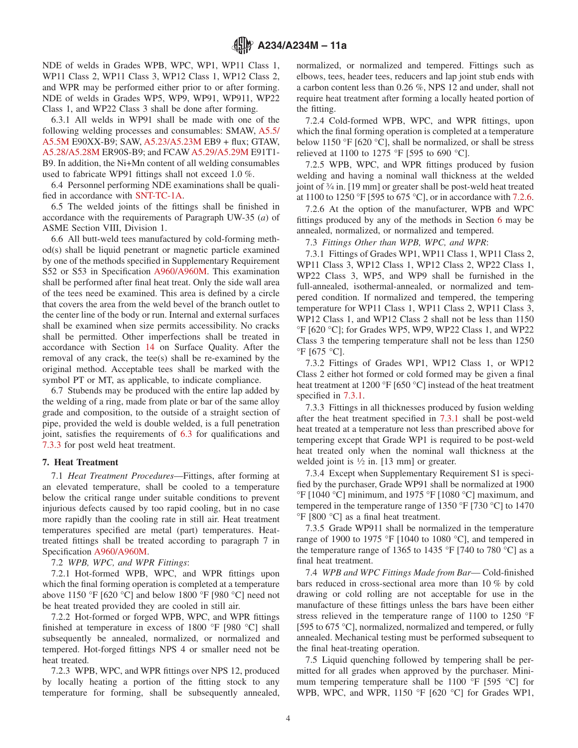NDE of welds in Grades WPB, WPC, WP1, WP11 Class 1, WP11 Class 2, WP11 Class 3, WP12 Class 1, WP12 Class 2, and WPR may be performed either prior to or after forming. NDE of welds in Grades WP5, WP9, WP91, WP911, WP22 Class 1, and WP22 Class 3 shall be done after forming.

6.3.1 All welds in WP91 shall be made with one of the following welding processes and consumables: SMAW, A5.5/A5.5M E90XX-B9; SAW, A5.23/A5.23M EB9 + flux; GTAW, A5.28/A5.28M ER90S-B9; and FCAW A5.29/A5.29M E91T1-B9. In addition, the Ni+Mn content of all welding consumables used to fabricate WP91 fittings shall not exceed 1.0 %.

6.4 Personnel performing NDE examinations shall be qualified in accordance with SNT-TC-1A.

6.5 The welded joints of the fittings shall be finished in accordance with the requirements of Paragraph UW-35 (*a*) of ASME Section VIII, Division 1.

6.6 All butt-weld tees manufactured by cold-forming method(s) shall be liquid penetrant or magnetic particle examined by one of the methods specified in Supplementary Requirement S52 or S53 in Specification A960/A960M. This examination shall be performed after final heat treat. Only the side wall area of the tees need be examined. This area is defined by a circle that covers the area from the weld bevel of the branch outlet to the center line of the body or run. Internal and external surfaces shall be examined when size permits accessibility. No cracks shall be permitted. Other imperfections shall be treated in accordance with Section 14 on Surface Quality. After the removal of any crack, the tee(s) shall be re-examined by the original method. Acceptable tees shall be marked with the symbol PT or MT, as applicable, to indicate compliance.

6.7 Stubends may be produced with the entire lap added by the welding of a ring, made from plate or bar of the same alloy grade and composition, to the outside of a straight section of pipe, provided the weld is double welded, is a full penetration joint, satisfies the requirements of 6.3 for qualifications and 7.3.3 for post weld heat treatment.

## 7. Heat Treatment

7.1 *Heat Treatment Procedures*—Fittings, after forming at an elevated temperature, shall be cooled to a temperature below the critical range under suitable conditions to prevent injurious defects caused by too rapid cooling, but in no case more rapidly than the cooling rate in still air. Heat treatment temperatures specified are metal (part) temperatures. Heat-treated fittings shall be treated according to paragraph 7 in Specification A960/A960M.

7.2 *WPB, WPC, and WPR Fittings*:

7.2.1 Hot-formed WPB, WPC, and WPR fittings upon which the final forming operation is completed at a temperature above 1150 °F [620 °C] and below 1800 °F [980 °C] need not be heat treated provided they are cooled in still air.

7.2.2 Hot-formed or forged WPB, WPC, and WPR fittings finished at temperature in excess of 1800 °F [980 °C] shall subsequently be annealed, normalized, or normalized and tempered. Hot-forged fittings NPS 4 or smaller need not be heat treated.

7.2.3 WPB, WPC, and WPR fittings over NPS 12, produced by locally heating a portion of the fitting stock to any temperature for forming, shall be subsequently annealed, normalized, or normalized and tempered. Fittings such as elbows, tees, header tees, reducers and lap joint stub ends with a carbon content less than 0.26 %, NPS 12 and under, shall not require heat treatment after forming a locally heated portion of the fitting.

7.2.4 Cold-formed WPB, WPC, and WPR fittings, upon which the final forming operation is completed at a temperature below 1150 °F [620 °C], shall be normalized, or shall be stress relieved at 1100 to 1275 °F [595 to 690 °C].

7.2.5 WPB, WPC, and WPR fittings produced by fusion welding and having a nominal wall thickness at the welded joint of ¾ in. [19 mm] or greater shall be post-weld heat treated at 1100 to 1250 °F [595 to 675 °C], or in accordance with 7.2.6.

7.2.6 At the option of the manufacturer, WPB and WPC fittings produced by any of the methods in Section 6 may be annealed, normalized, or normalized and tempered.

7.3 *Fittings Other than WPB, WPC, and WPR*:

7.3.1 Fittings of Grades WP1, WP11 Class 1, WP11 Class 2, WP11 Class 3, WP12 Class 1, WP12 Class 2, WP22 Class 1, WP22 Class 3, WP5, and WP9 shall be furnished in the full-annealed, isothermal-annealed, or normalized and tempered condition. If normalized and tempered, the tempering temperature for WP11 Class 1, WP11 Class 2, WP11 Class 3, WP12 Class 1, and WP12 Class 2 shall not be less than 1150 °F [620 °C]; for Grades WP5, WP9, WP22 Class 1, and WP22 Class 3 the tempering temperature shall not be less than 1250 °F [675 °C].

7.3.2 Fittings of Grades WP1, WP12 Class 1, or WP12 Class 2 either hot formed or cold formed may be given a final heat treatment at 1200 °F [650 °C] instead of the heat treatment specified in 7.3.1.

7.3.3 Fittings in all thicknesses produced by fusion welding after the heat treatment specified in 7.3.1 shall be post-weld heat treated at a temperature not less than prescribed above for tempering except that Grade WP1 is required to be post-weld heat treated only when the nominal wall thickness at the welded joint is ½ in. [13 mm] or greater.

7.3.4 Except when Supplementary Requirement S1 is specified by the purchaser, Grade WP91 shall be normalized at 1900 °F [1040 °C] minimum, and 1975 °F [1080 °C] maximum, and tempered in the temperature range of 1350 °F [730 °C] to 1470 °F [800 °C] as a final heat treatment.

7.3.5 Grade WP911 shall be normalized in the temperature range of 1900 to 1975 °F [1040 to 1080 °C], and tempered in the temperature range of 1365 to 1435 °F [740 to 780 °C] as a final heat treatment.

7.4 *WPB and WPC Fittings Made from Bar*— Cold-finished bars reduced in cross-sectional area more than 10 % by cold drawing or cold rolling are not acceptable for use in the manufacture of these fittings unless the bars have been either stress relieved in the temperature range of 1100 to 1250 °F [595 to 675 °C], normalized, normalized and tempered, or fully annealed. Mechanical testing must be performed subsequent to the final heat-treating operation.

7.5 Liquid quenching followed by tempering shall be permitted for all grades when approved by the purchaser. Minimum tempering temperature shall be 1100 °F [595 °C] for WPB, WPC, and WPR, 1150 °F [620 °C] for Grades WP1,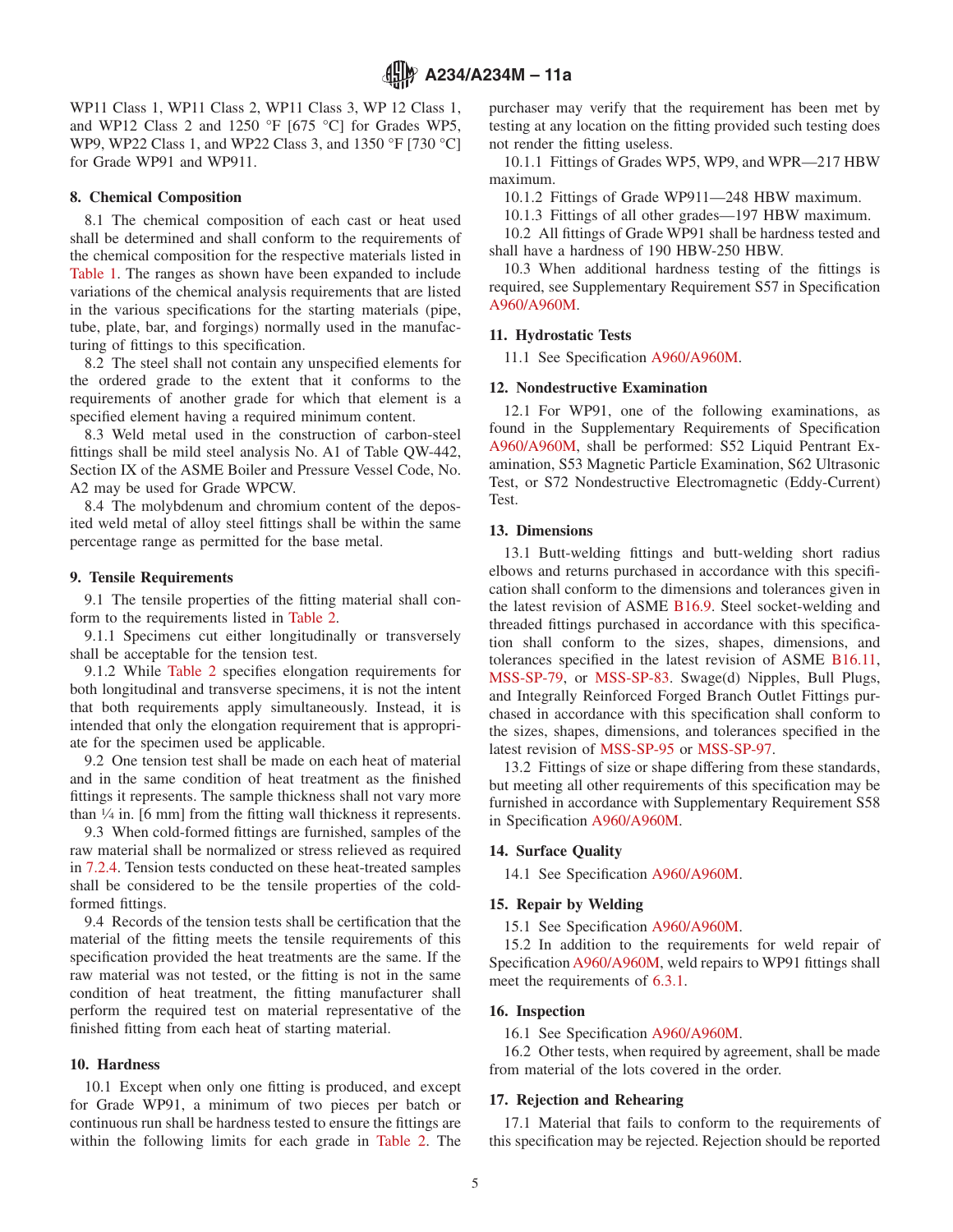WP11 Class 1, WP11 Class 2, WP11 Class 3, WP 12 Class 1, and WP12 Class 2 and 1250 °F [675 °C] for Grades WP5, WP9, WP22 Class 1, and WP22 Class 3, and 1350 °F [730 °C] for Grade WP91 and WP911.

## 8. Chemical Composition

8.1 The chemical composition of each cast or heat used shall be determined and shall conform to the requirements of the chemical composition for the respective materials listed in Table 1. The ranges as shown have been expanded to include variations of the chemical analysis requirements that are listed in the various specifications for the starting materials (pipe, tube, plate, bar, and forgings) normally used in the manufacturing of fittings to this specification.

8.2 The steel shall not contain any unspecified elements for the ordered grade to the extent that it conforms to the requirements of another grade for which that element is a specified element having a required minimum content.

8.3 Weld metal used in the construction of carbon-steel fittings shall be mild steel analysis No. A1 of Table QW-442, Section IX of the ASME Boiler and Pressure Vessel Code, No. A2 may be used for Grade WPCW.

8.4 The molybdenum and chromium content of the deposited weld metal of alloy steel fittings shall be within the same percentage range as permitted for the base metal.

## 9. Tensile Requirements

9.1 The tensile properties of the fitting material shall conform to the requirements listed in Table 2.

9.1.1 Specimens cut either longitudinally or transversely shall be acceptable for the tension test.

9.1.2 While Table 2 specifies elongation requirements for both longitudinal and transverse specimens, it is not the intent that both requirements apply simultaneously. Instead, it is intended that only the elongation requirement that is appropriate for the specimen used be applicable.

9.2 One tension test shall be made on each heat of material and in the same condition of heat treatment as the finished fittings it represents. The sample thickness shall not vary more than ¼ in. [6 mm] from the fitting wall thickness it represents.

9.3 When cold-formed fittings are furnished, samples of the raw material shall be normalized or stress relieved as required in 7.2.4. Tension tests conducted on these heat-treated samples shall be considered to be the tensile properties of the cold-formed fittings.

9.4 Records of the tension tests shall be certification that the material of the fitting meets the tensile requirements of this specification provided the heat treatments are the same. If the raw material was not tested, or the fitting is not in the same condition of heat treatment, the fitting manufacturer shall perform the required test on material representative of the finished fitting from each heat of starting material.

## 10. Hardness

10.1 Except when only one fitting is produced, and except for Grade WP91, a minimum of two pieces per batch or continuous run shall be hardness tested to ensure the fittings are within the following limits for each grade in Table 2. The purchaser may verify that the requirement has been met by testing at any location on the fitting provided such testing does not render the fitting useless.

10.1.1 Fittings of Grades WP5, WP9, and WPR—217 HBW maximum.

10.1.2 Fittings of Grade WP911—248 HBW maximum.

10.1.3 Fittings of all other grades—197 HBW maximum.

10.2 All fittings of Grade WP91 shall be hardness tested and shall have a hardness of 190 HBW-250 HBW.

10.3 When additional hardness testing of the fittings is required, see Supplementary Requirement S57 in Specification A960/A960M.

## 11. Hydrostatic Tests

11.1 See Specification A960/A960M.

## 12. Nondestructive Examination

12.1 For WP91, one of the following examinations, as found in the Supplementary Requirements of Specification A960/A960M, shall be performed: S52 Liquid Pentrant Examination, S53 Magnetic Particle Examination, S62 Ultrasonic Test, or S72 Nondestructive Electromagnetic (Eddy-Current) Test.

## 13. Dimensions

13.1 Butt-welding fittings and butt-welding short radius elbows and returns purchased in accordance with this specification shall conform to the dimensions and tolerances given in the latest revision of ASME B16.9. Steel socket-welding and threaded fittings purchased in accordance with this specification shall conform to the sizes, shapes, dimensions, and tolerances specified in the latest revision of ASME B16.11, MSS-SP-79, or MSS-SP-83. Swage(d) Nipples, Bull Plugs, and Integrally Reinforced Forged Branch Outlet Fittings purchased in accordance with this specification shall conform to the sizes, shapes, dimensions, and tolerances specified in the latest revision of MSS-SP-95 or MSS-SP-97.

13.2 Fittings of size or shape differing from these standards, but meeting all other requirements of this specification may be furnished in accordance with Supplementary Requirement S58 in Specification A960/A960M.

## 14. Surface Quality

14.1 See Specification A960/A960M.

## 15. Repair by Welding

15.1 See Specification A960/A960M.

15.2 In addition to the requirements for weld repair of Specification A960/A960M, weld repairs to WP91 fittings shall meet the requirements of 6.3.1.

## 16. Inspection

16.1 See Specification A960/A960M.

16.2 Other tests, when required by agreement, shall be made from material of the lots covered in the order.

## 17. Rejection and Rehearing

17.1 Material that fails to conform to the requirements of this specification may be rejected. Rejection should be reported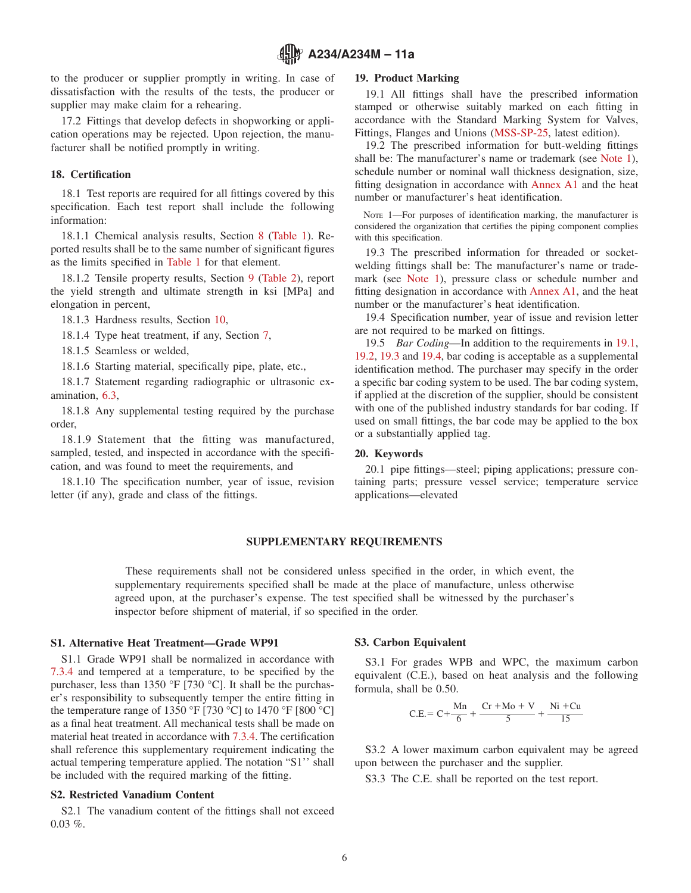to the producer or supplier promptly in writing. In case of dissatisfaction with the results of the tests, the producer or supplier may make claim for a rehearing.

17.2 Fittings that develop defects in shopworking or application operations may be rejected. Upon rejection, the manufacturer shall be notified promptly in writing.

## 18. Certification

18.1 Test reports are required for all fittings covered by this specification. Each test report shall include the following information:

18.1.1 Chemical analysis results, Section 8 (Table 1). Reported results shall be to the same number of significant figures as the limits specified in Table 1 for that element.

18.1.2 Tensile property results, Section 9 (Table 2), report the yield strength and ultimate strength in ksi [MPa] and elongation in percent,

18.1.3 Hardness results, Section 10,

18.1.4 Type heat treatment, if any, Section 7,

18.1.5 Seamless or welded,

18.1.6 Starting material, specifically pipe, plate, etc.,

18.1.7 Statement regarding radiographic or ultrasonic examination, 6.3,

18.1.8 Any supplemental testing required by the purchase order,

18.1.9 Statement that the fitting was manufactured, sampled, tested, and inspected in accordance with the specification, and was found to meet the requirements, and

18.1.10 The specification number, year of issue, revision letter (if any), grade and class of the fittings.

## 19. Product Marking

19.1 All fittings shall have the prescribed information stamped or otherwise suitably marked on each fitting in accordance with the Standard Marking System for Valves, Fittings, Flanges and Unions (MSS-SP-25, latest edition).

19.2 The prescribed information for butt-welding fittings shall be: The manufacturer's name or trademark (see Note 1), schedule number or nominal wall thickness designation, size, fitting designation in accordance with Annex A1 and the heat number or manufacturer's heat identification.

NOTE 1—For purposes of identification marking, the manufacturer is considered the organization that certifies the piping component complies with this specification.

19.3 The prescribed information for threaded or socket-welding fittings shall be: The manufacturer's name or trademark (see Note 1), pressure class or schedule number and fitting designation in accordance with Annex A1, and the heat number or the manufacturer's heat identification.

19.4 Specification number, year of issue and revision letter are not required to be marked on fittings.

19.5 *Bar Coding*—In addition to the requirements in 19.1, 19.2, 19.3 and 19.4, bar coding is acceptable as a supplemental identification method. The purchaser may specify in the order a specific bar coding system to be used. The bar coding system, if applied at the discretion of the supplier, should be consistent with one of the published industry standards for bar coding. If used on small fittings, the bar code may be applied to the box or a substantially applied tag.

## 20. Keywords

20.1 pipe fittings—steel; piping applications; pressure containing parts; pressure vessel service; temperature service applications—elevated

## SUPPLEMENTARY REQUIREMENTS

These requirements shall not be considered unless specified in the order, in which event, the supplementary requirements specified shall be made at the place of manufacture, unless otherwise agreed upon, at the purchaser's expense. The test specified shall be witnessed by the purchaser's inspector before shipment of material, if so specified in the order.

### S1. Alternative Heat Treatment—Grade WP91

S1.1 Grade WP91 shall be normalized in accordance with 7.3.4 and tempered at a temperature, to be specified by the purchaser, less than 1350 °F [730 °C]. It shall be the purchaser's responsibility to subsequently temper the entire fitting in the temperature range of 1350 °F [730 °C] to 1470 °F [800 °C] as a final heat treatment. All mechanical tests shall be made on material heat treated in accordance with 7.3.4. The certification shall reference this supplementary requirement indicating the actual tempering temperature applied. The notation "S1'' shall be included with the required marking of the fitting.

### S2. Restricted Vanadium Content

S2.1 The vanadium content of the fittings shall not exceed 0.03 %.

### S3. Carbon Equivalent

S3.1 For grades WPB and WPC, the maximum carbon equivalent (C.E.), based on heat analysis and the following formula, shall be 0.50.

$$\text{C.E.} = \text{C} + \frac{\text{Mn}}{6} + \frac{\text{Cr} + \text{Mo} + \text{V}}{5} + \frac{\text{Ni} + \text{Cu}}{15}$$

S3.2 A lower maximum carbon equivalent may be agreed upon between the purchaser and the supplier.

S3.3 The C.E. shall be reported on the test report.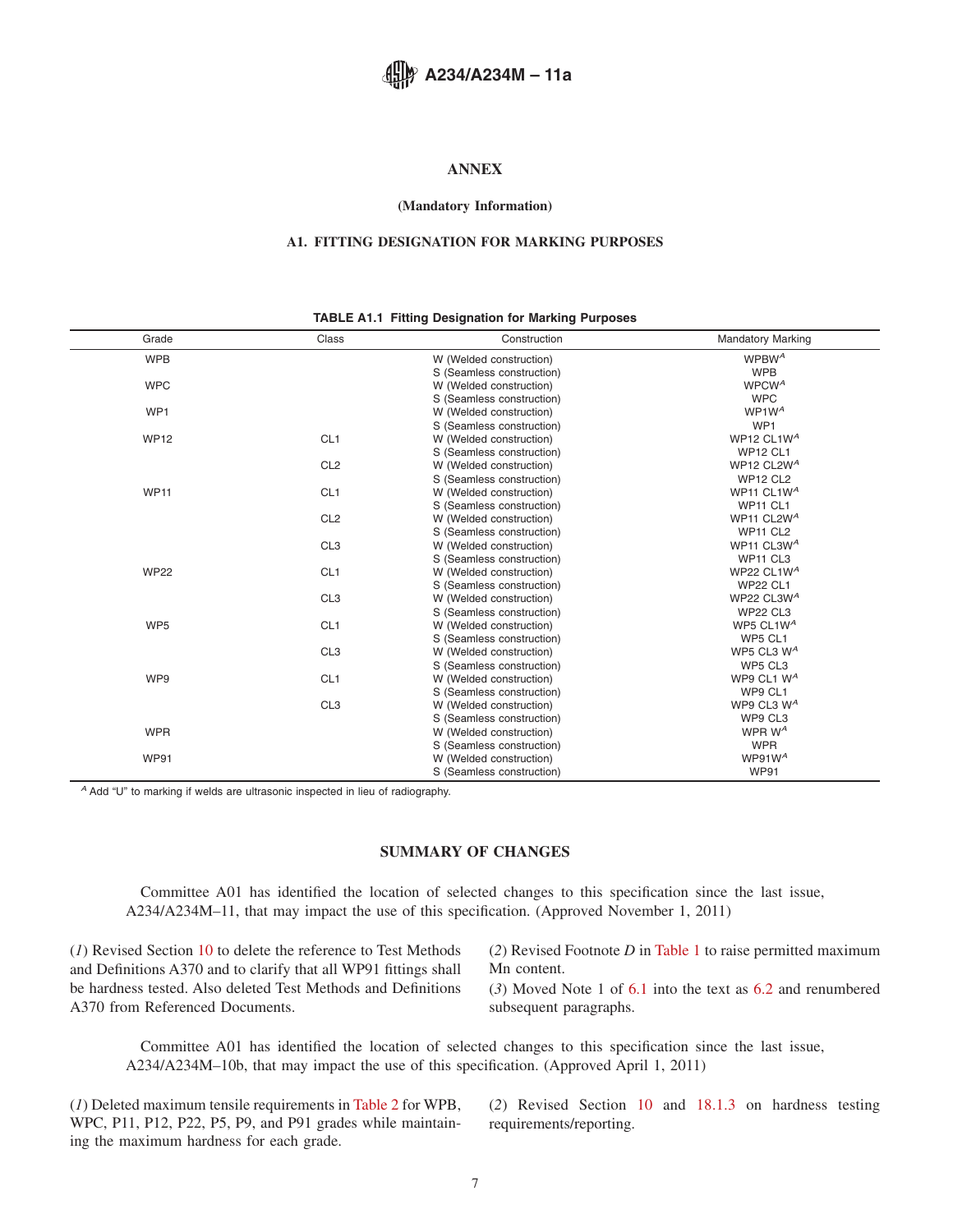## ANNEX

### (Mandatory Information)

### A1. FITTING DESIGNATION FOR MARKING PURPOSES

TABLE A1.1 Fitting Designation for Marking Purposes

| Grade | Class | Construction | Mandatory Marking |
|---|---|---|---|
| WPB | | W (Welded construction) | WPBW[A] |
| | | S (Seamless construction) | WPB |
| WPC | | W (Welded construction) | WPCW[A] |
| | | S (Seamless construction) | WPC |
| WP1 | | W (Welded construction) | WP1W[A] |
| | | S (Seamless construction) | WP1 |
| WP12 | CL1 | W (Welded construction) | WP12 CL1W[A] |
| | | S (Seamless construction) | WP12 CL1 |
| | CL2 | W (Welded construction) | WP12 CL2W[A] |
| | | S (Seamless construction) | WP12 CL2 |
| WP11 | CL1 | W (Welded construction) | WP11 CL1W[A] |
| | | S (Seamless construction) | WP11 CL1 |
| | CL2 | W (Welded construction) | WP11 CL2W[A] |
| | | S (Seamless construction) | WP11 CL2 |
| | CL3 | W (Welded construction) | WP11 CL3W[A] |
| | | S (Seamless construction) | WP11 CL3 |
| WP22 | CL1 | W (Welded construction) | WP22 CL1W[A] |
| | | S (Seamless construction) | WP22 CL1 |
| | CL3 | W (Welded construction) | WP22 CL3W[A] |
| | | S (Seamless construction) | WP22 CL3 |
| WP5 | CL1 | W (Welded construction) | WP5 CL1W[A] |
| | | S (Seamless construction) | WP5 CL1 |
| | CL3 | W (Welded construction) | WP5 CL3 W[A] |
| | | S (Seamless construction) | WP5 CL3 |
| WP9 | CL1 | W (Welded construction) | WP9 CL1 W[A] |
| | | S (Seamless construction) | WP9 CL1 |
| | CL3 | W (Welded construction) | WP9 CL3 W[A] |
| | | S (Seamless construction) | WP9 CL3 |
| WPR | | W (Welded construction) | WPR W[A] |
| | | S (Seamless construction) | WPR |
| WP91 | | W (Welded construction) | WP91W[A] |
| | | S (Seamless construction) | WP91 |

[A] Add "U" to marking if welds are ultrasonic inspected in lieu of radiography.

## SUMMARY OF CHANGES

Committee A01 has identified the location of selected changes to this specification since the last issue, A234/A234M–11, that may impact the use of this specification. (Approved November 1, 2011)

(*1*) Revised Section 10 to delete the reference to Test Methods and Definitions A370 and to clarify that all WP91 fittings shall be hardness tested. Also deleted Test Methods and Definitions A370 from Referenced Documents.

(*2*) Revised Footnote *D* in Table 1 to raise permitted maximum Mn content.

(*3*) Moved Note 1 of 6.1 into the text as 6.2 and renumbered subsequent paragraphs.

Committee A01 has identified the location of selected changes to this specification since the last issue, A234/A234M–10b, that may impact the use of this specification. (Approved April 1, 2011)

(*1*) Deleted maximum tensile requirements in Table 2 for WPB, WPC, P11, P12, P22, P5, P9, and P91 grades while maintaining the maximum hardness for each grade.

(*2*) Revised Section 10 and 18.1.3 on hardness testing requirements/reporting.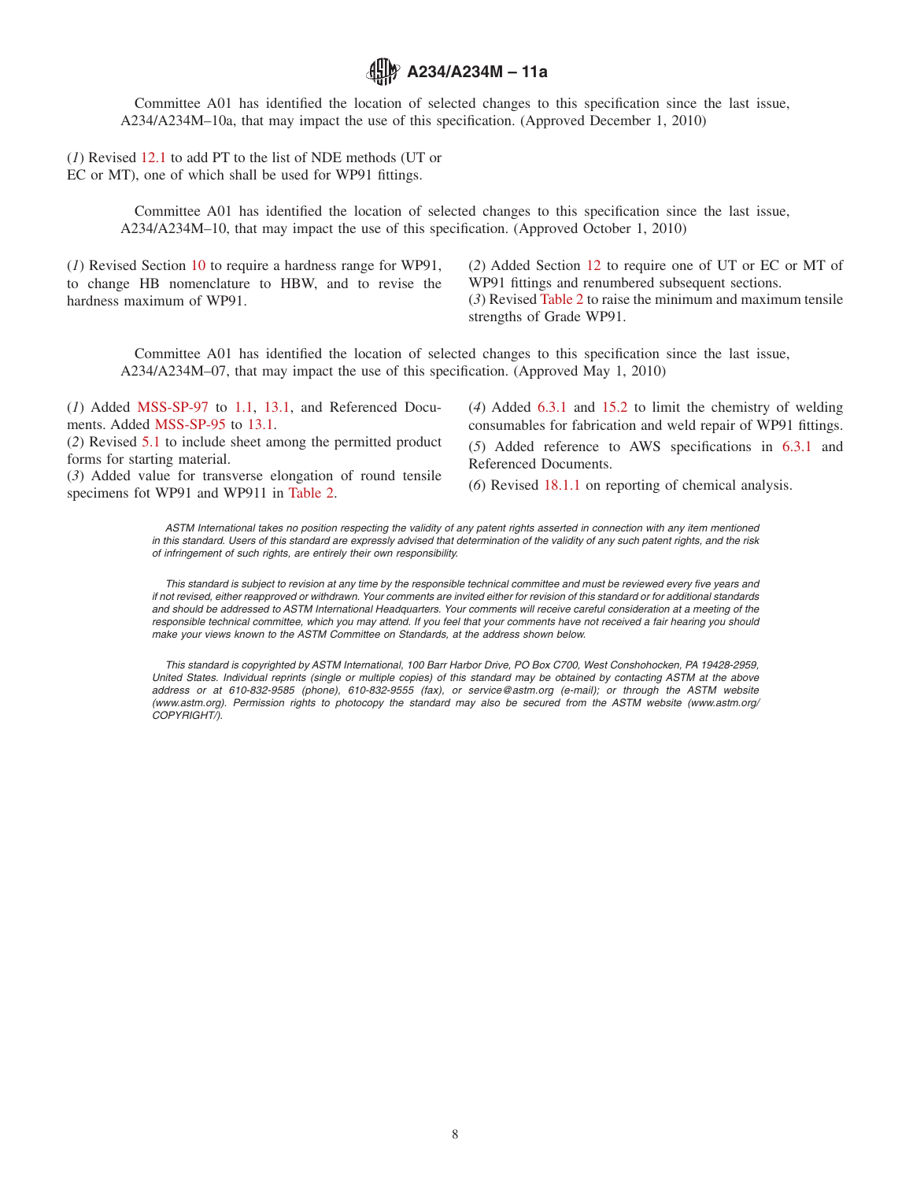Committee A01 has identified the location of selected changes to this specification since the last issue, A234/A234M–10a, that may impact the use of this specification. (Approved December 1, 2010)

(*1*) Revised 12.1 to add PT to the list of NDE methods (UT or EC or MT), one of which shall be used for WP91 fittings.

Committee A01 has identified the location of selected changes to this specification since the last issue, A234/A234M–10, that may impact the use of this specification. (Approved October 1, 2010)

(*1*) Revised Section 10 to require a hardness range for WP91, to change HB nomenclature to HBW, and to revise the hardness maximum of WP91.

(*2*) Added Section 12 to require one of UT or EC or MT of WP91 fittings and renumbered subsequent sections.

(*3*) Revised Table 2 to raise the minimum and maximum tensile strengths of Grade WP91.

Committee A01 has identified the location of selected changes to this specification since the last issue, A234/A234M–07, that may impact the use of this specification. (Approved May 1, 2010)

(*1*) Added MSS-SP-97 to 1.1, 13.1, and Referenced Documents. Added MSS-SP-95 to 13.1.

(*2*) Revised 5.1 to include sheet among the permitted product forms for starting material.

(*3*) Added value for transverse elongation of round tensile specimens fot WP91 and WP911 in Table 2.

(*4*) Added 6.3.1 and 15.2 to limit the chemistry of welding consumables for fabrication and weld repair of WP91 fittings.

(*5*) Added reference to AWS specifications in 6.3.1 and Referenced Documents.

(*6*) Revised 18.1.1 on reporting of chemical analysis.

*ASTM International takes no position respecting the validity of any patent rights asserted in connection with any item mentioned in this standard. Users of this standard are expressly advised that determination of the validity of any such patent rights, and the risk of infringement of such rights, are entirely their own responsibility.*

*This standard is subject to revision at any time by the responsible technical committee and must be reviewed every five years and if not revised, either reapproved or withdrawn. Your comments are invited either for revision of this standard or for additional standards and should be addressed to ASTM International Headquarters. Your comments will receive careful consideration at a meeting of the responsible technical committee, which you may attend. If you feel that your comments have not received a fair hearing you should make your views known to the ASTM Committee on Standards, at the address shown below.*

*This standard is copyrighted by ASTM International, 100 Barr Harbor Drive, PO Box C700, West Conshohocken, PA 19428-2959, United States. Individual reprints (single or multiple copies) of this standard may be obtained by contacting ASTM at the above address or at 610-832-9585 (phone), 610-832-9555 (fax), or service@astm.org (e-mail); or through the ASTM website (www.astm.org). Permission rights to photocopy the standard may also be secured from the ASTM website (www.astm.org/COPYRIGHT/).*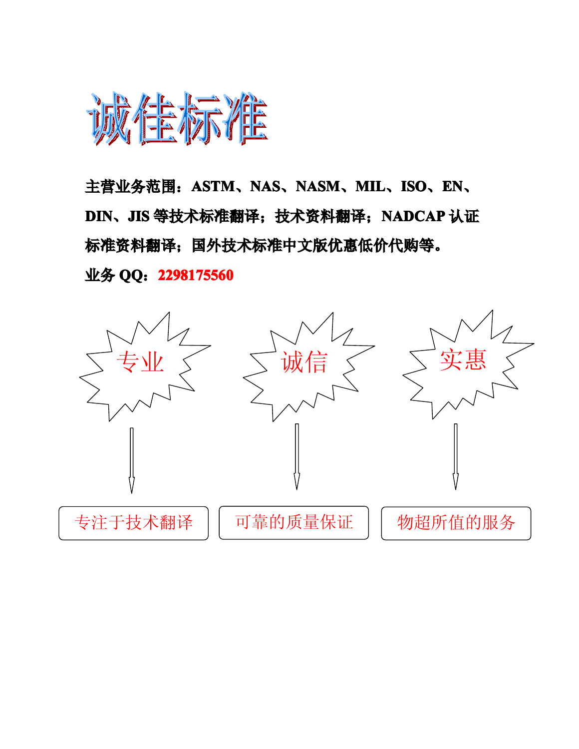# 诚佳标准

**主营业务范围：ASTM、NAS、NASM、MIL、ISO、EN、DIN、JIS 等技术标准翻译；技术资料翻译；NADCAP 认证标准资料翻译；国外技术标准中文版优惠低价代购等。**

**业务 QQ：2298175560**

专业

诚信

实惠

专注于技术翻译

可靠的质量保证

物超所值的服务